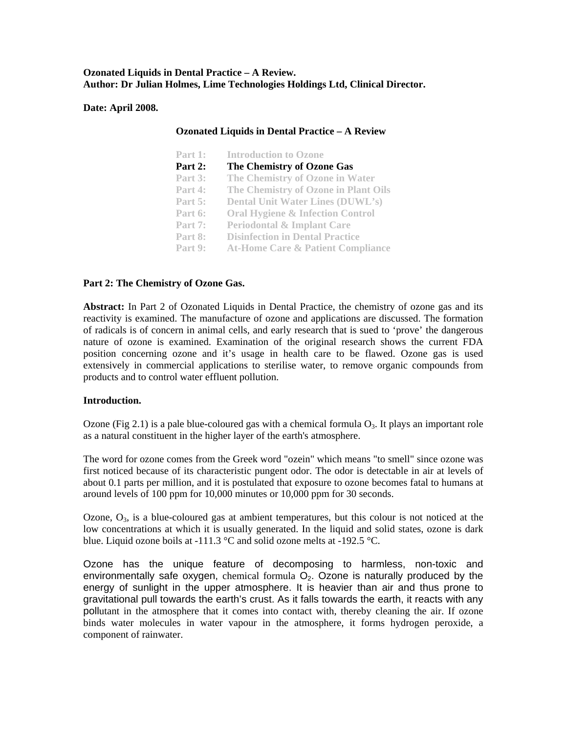**Ozonated Liquids in Dental Practice – A Review.**
**Author: Dr Julian Holmes, Lime Technologies Holdings Ltd, Clinical Director.**

**Date: April 2008.**

**Ozonated Liquids in Dental Practice – A Review**

| | |
|---|---|
| Part 1: | Introduction to Ozone |
| **Part 2:** | **The Chemistry of Ozone Gas** |
| Part 3: | The Chemistry of Ozone in Water |
| Part 4: | The Chemistry of Ozone in Plant Oils |
| Part 5: | Dental Unit Water Lines (DUWL's) |
| Part 6: | Oral Hygiene & Infection Control |
| Part 7: | Periodontal & Implant Care |
| Part 8: | Disinfection in Dental Practice |
| Part 9: | At-Home Care & Patient Compliance |

## Part 2: The Chemistry of Ozone Gas.

**Abstract:** In Part 2 of Ozonated Liquids in Dental Practice, the chemistry of ozone gas and its reactivity is examined. The manufacture of ozone and applications are discussed. The formation of radicals is of concern in animal cells, and early research that is sued to 'prove' the dangerous nature of ozone is examined. Examination of the original research shows the current FDA position concerning ozone and it's usage in health care to be flawed. Ozone gas is used extensively in commercial applications to sterilise water, to remove organic compounds from products and to control water effluent pollution.

### Introduction.

Ozone (Fig 2.1) is a pale blue-coloured gas with a chemical formula $O_3$. It plays an important role as a natural constituent in the higher layer of the earth's atmosphere.

The word for ozone comes from the Greek word "ozein" which means "to smell" since ozone was first noticed because of its characteristic pungent odor. The odor is detectable in air at levels of about 0.1 parts per million, and it is postulated that exposure to ozone becomes fatal to humans at around levels of 100 ppm for 10,000 minutes or 10,000 ppm for 30 seconds.

Ozone, $O_3$, is a blue-coloured gas at ambient temperatures, but this colour is not noticed at the low concentrations at which it is usually generated. In the liquid and solid states, ozone is dark blue. Liquid ozone boils at -111.3 °C and solid ozone melts at -192.5 °C.

Ozone has the unique feature of decomposing to harmless, non-toxic and environmentally safe oxygen, chemical formula $O_2$. Ozone is naturally produced by the energy of sunlight in the upper atmosphere. It is heavier than air and thus prone to gravitational pull towards the earth's crust. As it falls towards the earth, it reacts with any pollutant in the atmosphere that it comes into contact with, thereby cleaning the air. If ozone binds water molecules in water vapour in the atmosphere, it forms hydrogen peroxide, a component of rainwater.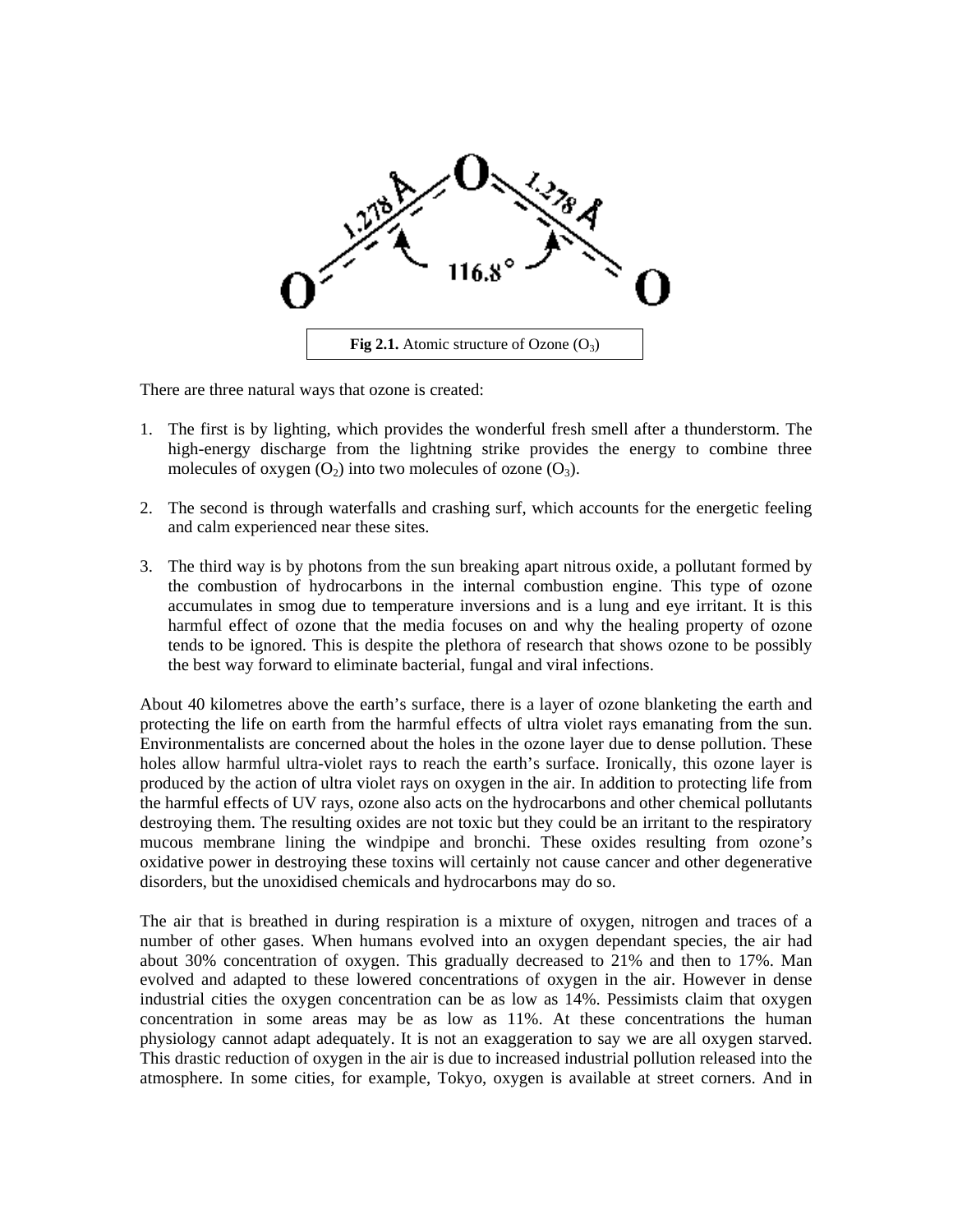**Fig 2.1.** Atomic structure of Ozone ($O_3$)

There are three natural ways that ozone is created:

1. The first is by lighting, which provides the wonderful fresh smell after a thunderstorm. The high-energy discharge from the lightning strike provides the energy to combine three molecules of oxygen ($O_2$) into two molecules of ozone ($O_3$).

2. The second is through waterfalls and crashing surf, which accounts for the energetic feeling and calm experienced near these sites.

3. The third way is by photons from the sun breaking apart nitrous oxide, a pollutant formed by the combustion of hydrocarbons in the internal combustion engine. This type of ozone accumulates in smog due to temperature inversions and is a lung and eye irritant. It is this harmful effect of ozone that the media focuses on and why the healing property of ozone tends to be ignored. This is despite the plethora of research that shows ozone to be possibly the best way forward to eliminate bacterial, fungal and viral infections.

About 40 kilometres above the earth's surface, there is a layer of ozone blanketing the earth and protecting the life on earth from the harmful effects of ultra violet rays emanating from the sun. Environmentalists are concerned about the holes in the ozone layer due to dense pollution. These holes allow harmful ultra-violet rays to reach the earth's surface. Ironically, this ozone layer is produced by the action of ultra violet rays on oxygen in the air. In addition to protecting life from the harmful effects of UV rays, ozone also acts on the hydrocarbons and other chemical pollutants destroying them. The resulting oxides are not toxic but they could be an irritant to the respiratory mucous membrane lining the windpipe and bronchi. These oxides resulting from ozone's oxidative power in destroying these toxins will certainly not cause cancer and other degenerative disorders, but the unoxidised chemicals and hydrocarbons may do so.

The air that is breathed in during respiration is a mixture of oxygen, nitrogen and traces of a number of other gases. When humans evolved into an oxygen dependant species, the air had about 30% concentration of oxygen. This gradually decreased to 21% and then to 17%. Man evolved and adapted to these lowered concentrations of oxygen in the air. However in dense industrial cities the oxygen concentration can be as low as 14%. Pessimists claim that oxygen concentration in some areas may be as low as 11%. At these concentrations the human physiology cannot adapt adequately. It is not an exaggeration to say we are all oxygen starved. This drastic reduction of oxygen in the air is due to increased industrial pollution released into the atmosphere. In some cities, for example, Tokyo, oxygen is available at street corners. And in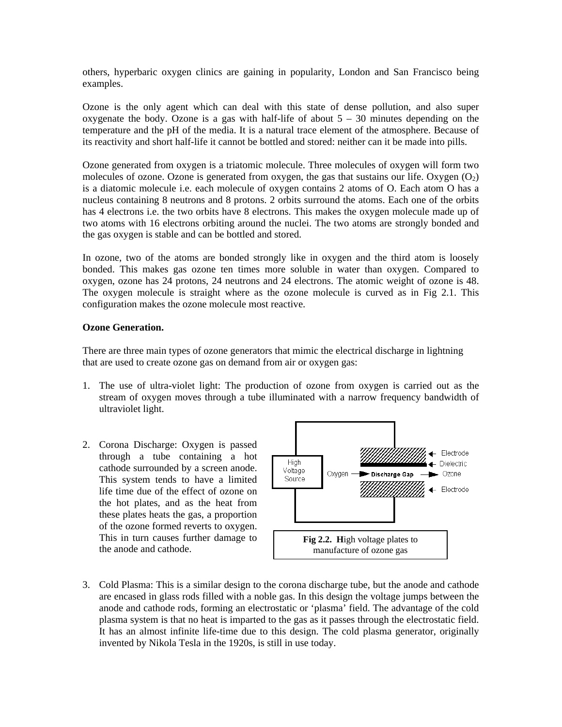others, hyperbaric oxygen clinics are gaining in popularity, London and San Francisco being examples.

Ozone is the only agent which can deal with this state of dense pollution, and also super oxygenate the body. Ozone is a gas with half-life of about 5 – 30 minutes depending on the temperature and the pH of the media. It is a natural trace element of the atmosphere. Because of its reactivity and short half-life it cannot be bottled and stored: neither can it be made into pills.

Ozone generated from oxygen is a triatomic molecule. Three molecules of oxygen will form two molecules of ozone. Ozone is generated from oxygen, the gas that sustains our life. Oxygen ($O_2$) is a diatomic molecule i.e. each molecule of oxygen contains 2 atoms of O. Each atom O has a nucleus containing 8 neutrons and 8 protons. 2 orbits surround the atoms. Each one of the orbits has 4 electrons i.e. the two orbits have 8 electrons. This makes the oxygen molecule made up of two atoms with 16 electrons orbiting around the nuclei. The two atoms are strongly bonded and the gas oxygen is stable and can be bottled and stored.

In ozone, two of the atoms are bonded strongly like in oxygen and the third atom is loosely bonded. This makes gas ozone ten times more soluble in water than oxygen. Compared to oxygen, ozone has 24 protons, 24 neutrons and 24 electrons. The atomic weight of ozone is 48. The oxygen molecule is straight where as the ozone molecule is curved as in Fig 2.1. This configuration makes the ozone molecule most reactive.

**Ozone Generation.**

There are three main types of ozone generators that mimic the electrical discharge in lightning that are used to create ozone gas on demand from air or oxygen gas:

1. The use of ultra-violet light: The production of ozone from oxygen is carried out as the stream of oxygen moves through a tube illuminated with a narrow frequency bandwidth of ultraviolet light.

2. Corona Discharge: Oxygen is passed through a tube containing a hot cathode surrounded by a screen anode. This system tends to have a limited life time due of the effect of ozone on the hot plates, and as the heat from these plates heats the gas, a proportion of the ozone formed reverts to oxygen. This in turn causes further damage to the anode and cathode.

**Fig 2.2. H**igh voltage plates to manufacture of ozone gas

3. Cold Plasma: This is a similar design to the corona discharge tube, but the anode and cathode are encased in glass rods filled with a noble gas. In this design the voltage jumps between the anode and cathode rods, forming an electrostatic or 'plasma' field. The advantage of the cold plasma system is that no heat is imparted to the gas as it passes through the electrostatic field. It has an almost infinite life-time due to this design. The cold plasma generator, originally invented by Nikola Tesla in the 1920s, is still in use today.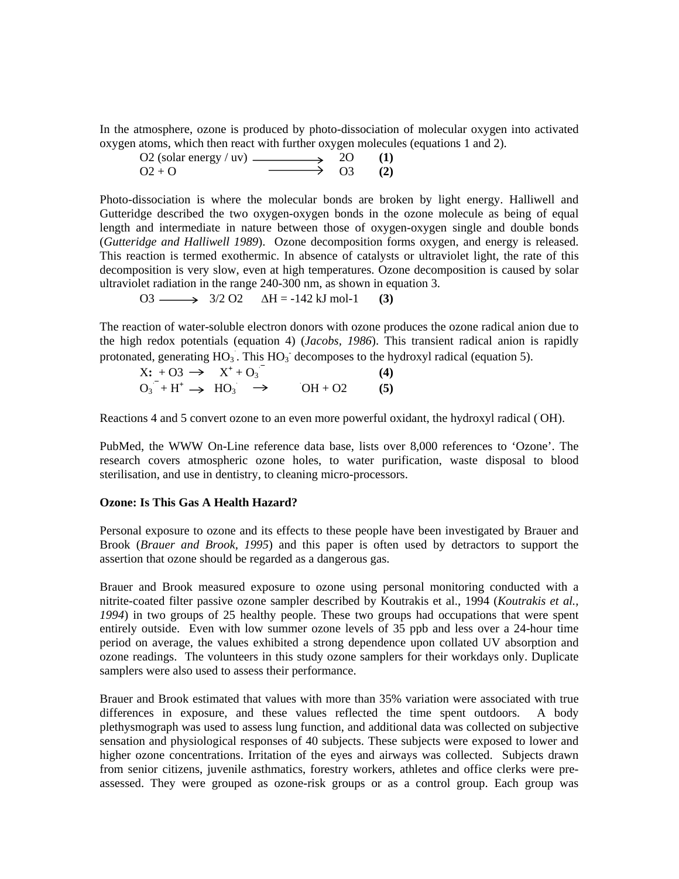In the atmosphere, ozone is produced by photo-dissociation of molecular oxygen into activated oxygen atoms, which then react with further oxygen molecules (equations 1 and 2).

$$O_2 \text{ (solar energy / uv)} \longrightarrow 2O \quad \textbf{(1)}$$
$$O_2 + O \longrightarrow O_3 \quad \textbf{(2)}$$

Photo-dissociation is where the molecular bonds are broken by light energy. Halliwell and Gutteridge described the two oxygen-oxygen bonds in the ozone molecule as being of equal length and intermediate in nature between those of oxygen-oxygen single and double bonds (*Gutteridge and Halliwell 1989*). Ozone decomposition forms oxygen, and energy is released. This reaction is termed exothermic. In absence of catalysts or ultraviolet light, the rate of this decomposition is very slow, even at high temperatures. Ozone decomposition is caused by solar ultraviolet radiation in the range 240-300 nm, as shown in equation 3.

$$O_3 \longrightarrow 3/2\, O_2 \quad \Delta H = -142 \text{ kJ mol}^{-1} \quad \textbf{(3)}$$

The reaction of water-soluble electron donors with ozone produces the ozone radical anion due to the high redox potentials (equation 4) (*Jacobs, 1986*). This transient radical anion is rapidly protonated, generating $HO_3^{\cdot}$. This $HO_3^{\cdot}$ decomposes to the hydroxyl radical (equation 5).

$$X\!: + O_3 \rightarrow X^+ + O_3^{\cdot -} \quad \textbf{(4)}$$
$$O_3^{\cdot -} + H^+ \rightarrow HO_3^{\cdot} \rightarrow {}^{\cdot}OH + O_2 \quad \textbf{(5)}$$

Reactions 4 and 5 convert ozone to an even more powerful oxidant, the hydroxyl radical ($^{\cdot}OH$).

PubMed, the WWW On-Line reference data base, lists over 8,000 references to 'Ozone'. The research covers atmospheric ozone holes, to water purification, waste disposal to blood sterilisation, and use in dentistry, to cleaning micro-processors.

**Ozone: Is This Gas A Health Hazard?**

Personal exposure to ozone and its effects to these people have been investigated by Brauer and Brook (*Brauer and Brook, 1995*) and this paper is often used by detractors to support the assertion that ozone should be regarded as a dangerous gas.

Brauer and Brook measured exposure to ozone using personal monitoring conducted with a nitrite-coated filter passive ozone sampler described by Koutrakis et al., 1994 (*Koutrakis et al., 1994*) in two groups of 25 healthy people. These two groups had occupations that were spent entirely outside. Even with low summer ozone levels of 35 ppb and less over a 24-hour time period on average, the values exhibited a strong dependence upon collated UV absorption and ozone readings. The volunteers in this study ozone samplers for their workdays only. Duplicate samplers were also used to assess their performance.

Brauer and Brook estimated that values with more than 35% variation were associated with true differences in exposure, and these values reflected the time spent outdoors. A body plethysmograph was used to assess lung function, and additional data was collected on subjective sensation and physiological responses of 40 subjects. These subjects were exposed to lower and higher ozone concentrations. Irritation of the eyes and airways was collected. Subjects drawn from senior citizens, juvenile asthmatics, forestry workers, athletes and office clerks were pre-assessed. They were grouped as ozone-risk groups or as a control group. Each group was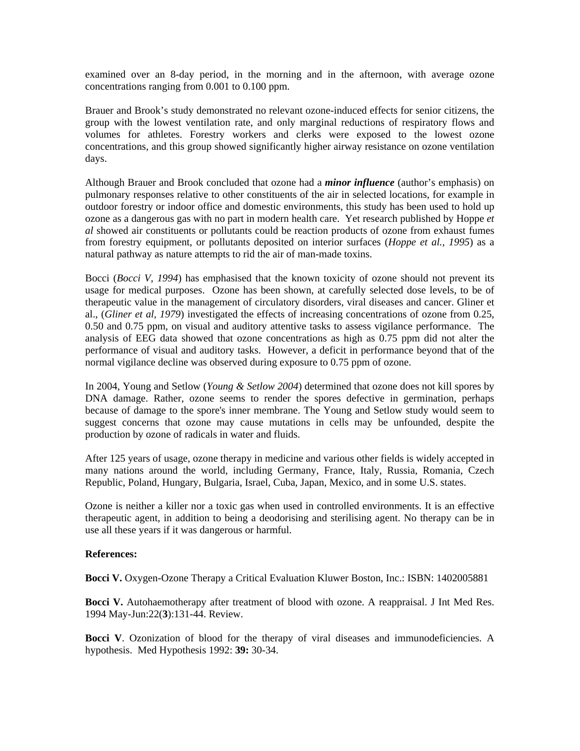examined over an 8-day period, in the morning and in the afternoon, with average ozone concentrations ranging from 0.001 to 0.100 ppm.

Brauer and Brook's study demonstrated no relevant ozone-induced effects for senior citizens, the group with the lowest ventilation rate, and only marginal reductions of respiratory flows and volumes for athletes. Forestry workers and clerks were exposed to the lowest ozone concentrations, and this group showed significantly higher airway resistance on ozone ventilation days.

Although Brauer and Brook concluded that ozone had a ***minor influence*** (author's emphasis) on pulmonary responses relative to other constituents of the air in selected locations, for example in outdoor forestry or indoor office and domestic environments, this study has been used to hold up ozone as a dangerous gas with no part in modern health care. Yet research published by Hoppe *et al* showed air constituents or pollutants could be reaction products of ozone from exhaust fumes from forestry equipment, or pollutants deposited on interior surfaces (*Hoppe et al., 1995*) as a natural pathway as nature attempts to rid the air of man-made toxins.

Bocci (*Bocci V, 1994*) has emphasised that the known toxicity of ozone should not prevent its usage for medical purposes. Ozone has been shown, at carefully selected dose levels, to be of therapeutic value in the management of circulatory disorders, viral diseases and cancer. Gliner et al., (*Gliner et al, 1979*) investigated the effects of increasing concentrations of ozone from 0.25, 0.50 and 0.75 ppm, on visual and auditory attentive tasks to assess vigilance performance. The analysis of EEG data showed that ozone concentrations as high as 0.75 ppm did not alter the performance of visual and auditory tasks. However, a deficit in performance beyond that of the normal vigilance decline was observed during exposure to 0.75 ppm of ozone.

In 2004, Young and Setlow (*Young & Setlow 2004*) determined that ozone does not kill spores by DNA damage. Rather, ozone seems to render the spores defective in germination, perhaps because of damage to the spore's inner membrane. The Young and Setlow study would seem to suggest concerns that ozone may cause mutations in cells may be unfounded, despite the production by ozone of radicals in water and fluids.

After 125 years of usage, ozone therapy in medicine and various other fields is widely accepted in many nations around the world, including Germany, France, Italy, Russia, Romania, Czech Republic, Poland, Hungary, Bulgaria, Israel, Cuba, Japan, Mexico, and in some U.S. states.

Ozone is neither a killer nor a toxic gas when used in controlled environments. It is an effective therapeutic agent, in addition to being a deodorising and sterilising agent. No therapy can be in use all these years if it was dangerous or harmful.

**References:**

**Bocci V.** Oxygen-Ozone Therapy a Critical Evaluation Kluwer Boston, Inc.: ISBN: 1402005881

**Bocci V.** Autohaemotherapy after treatment of blood with ozone. A reappraisal. J Int Med Res. 1994 May-Jun:22(**3**):131-44. Review.

**Bocci V**. Ozonization of blood for the therapy of viral diseases and immunodeficiencies. A hypothesis. Med Hypothesis 1992: **39:** 30-34.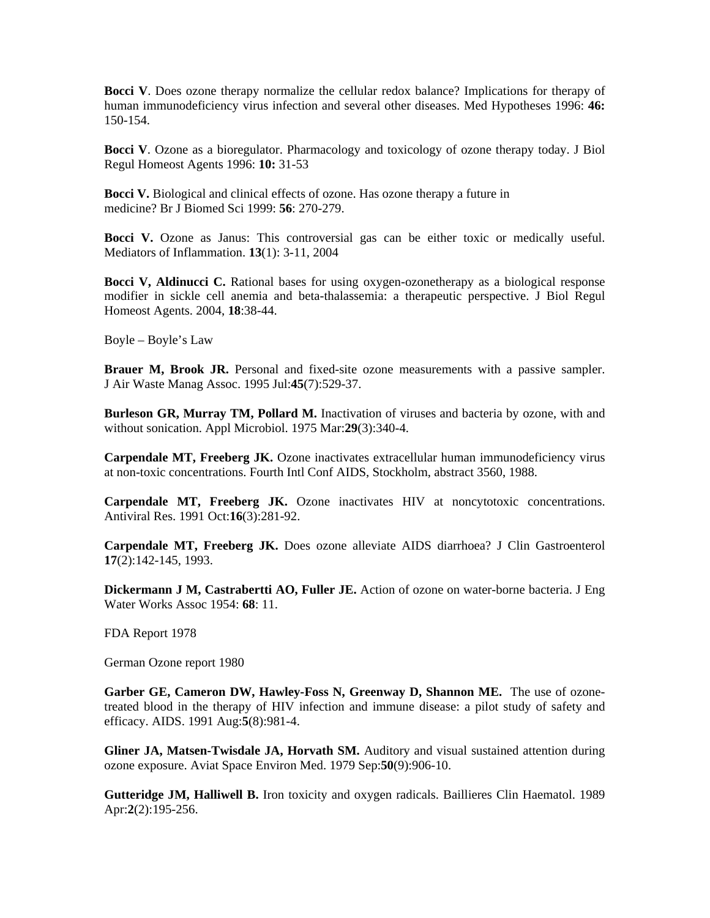**Bocci V**. Does ozone therapy normalize the cellular redox balance? Implications for therapy of human immunodeficiency virus infection and several other diseases. Med Hypotheses 1996: **46:** 150-154.

**Bocci V**. Ozone as a bioregulator. Pharmacology and toxicology of ozone therapy today. J Biol Regul Homeost Agents 1996: **10:** 31-53

**Bocci V.** Biological and clinical effects of ozone. Has ozone therapy a future in medicine? Br J Biomed Sci 1999: **56**: 270-279.

**Bocci V.** Ozone as Janus: This controversial gas can be either toxic or medically useful. Mediators of Inflammation. **13**(1): 3-11, 2004

**Bocci V, Aldinucci C.** Rational bases for using oxygen-ozonetherapy as a biological response modifier in sickle cell anemia and beta-thalassemia: a therapeutic perspective. J Biol Regul Homeost Agents. 2004, **18**:38-44.

Boyle – Boyle's Law

**Brauer M, Brook JR.** Personal and fixed-site ozone measurements with a passive sampler. J Air Waste Manag Assoc. 1995 Jul:**45**(7):529-37.

**Burleson GR, Murray TM, Pollard M.** Inactivation of viruses and bacteria by ozone, with and without sonication. Appl Microbiol. 1975 Mar:**29**(3):340-4.

**Carpendale MT, Freeberg JK.** Ozone inactivates extracellular human immunodeficiency virus at non-toxic concentrations. Fourth Intl Conf AIDS, Stockholm, abstract 3560, 1988.

**Carpendale MT, Freeberg JK.** Ozone inactivates HIV at noncytotoxic concentrations. Antiviral Res. 1991 Oct:**16**(3):281-92.

**Carpendale MT, Freeberg JK.** Does ozone alleviate AIDS diarrhoea? J Clin Gastroenterol **17**(2):142-145, 1993.

**Dickermann J M, Castrabertti AO, Fuller JE.** Action of ozone on water-borne bacteria. J Eng Water Works Assoc 1954: **68**: 11.

FDA Report 1978

German Ozone report 1980

**Garber GE, Cameron DW, Hawley-Foss N, Greenway D, Shannon ME.** The use of ozone-treated blood in the therapy of HIV infection and immune disease: a pilot study of safety and efficacy. AIDS. 1991 Aug:**5**(8):981-4.

**Gliner JA, Matsen-Twisdale JA, Horvath SM.** Auditory and visual sustained attention during ozone exposure. Aviat Space Environ Med. 1979 Sep:**50**(9):906-10.

**Gutteridge JM, Halliwell B.** Iron toxicity and oxygen radicals. Baillieres Clin Haematol. 1989 Apr:**2**(2):195-256.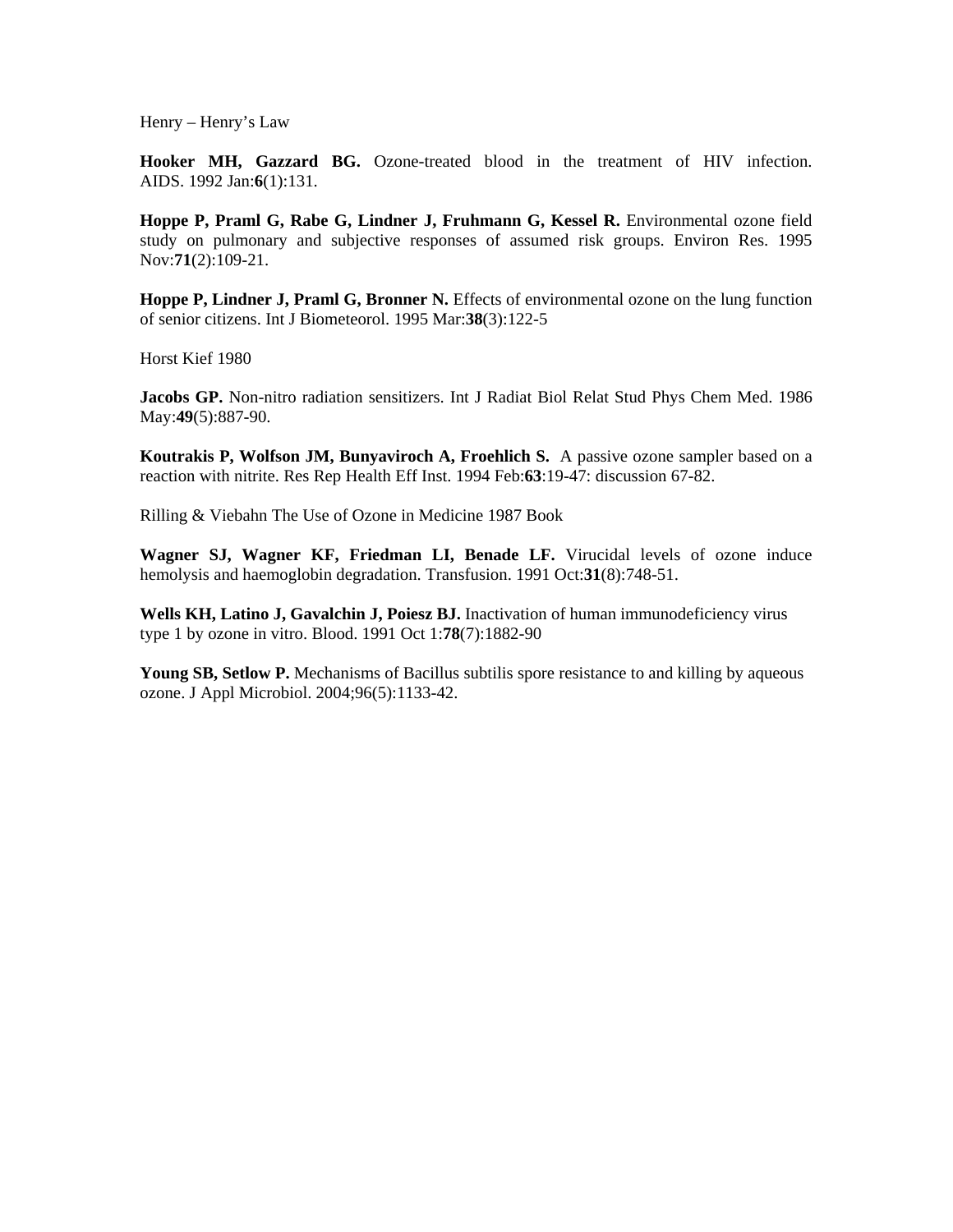Henry – Henry's Law

**Hooker MH, Gazzard BG.** Ozone-treated blood in the treatment of HIV infection. AIDS. 1992 Jan:**6**(1):131.

**Hoppe P, Praml G, Rabe G, Lindner J, Fruhmann G, Kessel R.** Environmental ozone field study on pulmonary and subjective responses of assumed risk groups. Environ Res. 1995 Nov:**71**(2):109-21.

**Hoppe P, Lindner J, Praml G, Bronner N.** Effects of environmental ozone on the lung function of senior citizens. Int J Biometeorol. 1995 Mar:**38**(3):122-5

Horst Kief 1980

**Jacobs GP.** Non-nitro radiation sensitizers. Int J Radiat Biol Relat Stud Phys Chem Med. 1986 May:**49**(5):887-90.

**Koutrakis P, Wolfson JM, Bunyaviroch A, Froehlich S.** A passive ozone sampler based on a reaction with nitrite. Res Rep Health Eff Inst. 1994 Feb:**63**:19-47: discussion 67-82.

Rilling & Viebahn The Use of Ozone in Medicine 1987 Book

**Wagner SJ, Wagner KF, Friedman LI, Benade LF.** Virucidal levels of ozone induce hemolysis and haemoglobin degradation. Transfusion. 1991 Oct:**31**(8):748-51.

**Wells KH, Latino J, Gavalchin J, Poiesz BJ.** Inactivation of human immunodeficiency virus type 1 by ozone in vitro. Blood. 1991 Oct 1:**78**(7):1882-90

**Young SB, Setlow P.** Mechanisms of Bacillus subtilis spore resistance to and killing by aqueous ozone. J Appl Microbiol. 2004;96(5):1133-42.